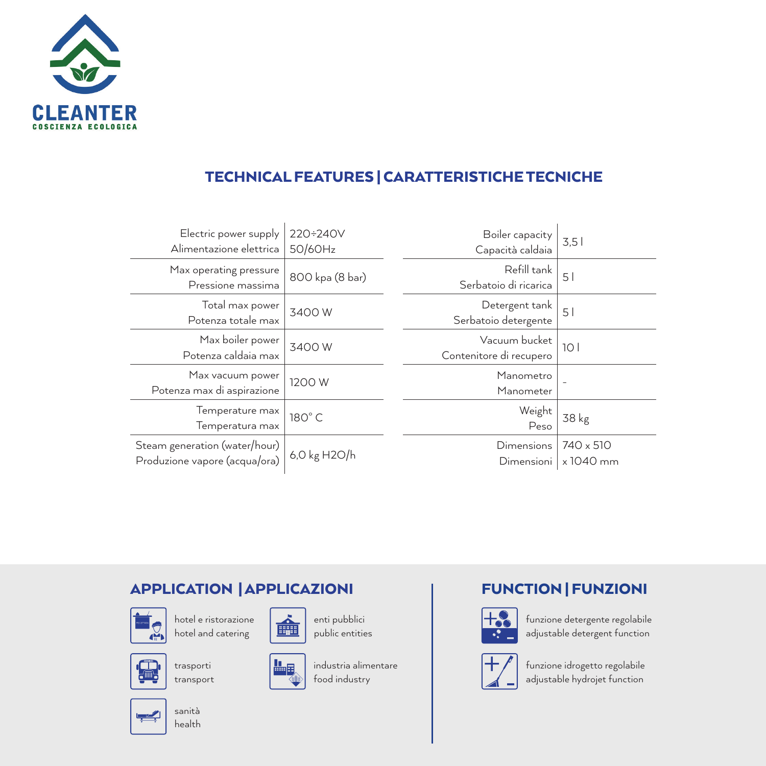CLEANTER
COSCIENZA ECOLOGICA

## TECHNICAL FEATURES | CARATTERISTICHE TECNICHE

| Feature | Value |
|---|---|
| Electric power supply<br>Alimentazione elettrica | 220÷240V<br>50/60Hz |
| Max operating pressure<br>Pressione massima | 800 kpa (8 bar) |
| Total max power<br>Potenza totale max | 3400 W |
| Max boiler power<br>Potenza caldaia max | 3400 W |
| Max vacuum power<br>Potenza max di aspirazione | 1200 W |
| Temperature max<br>Temperatura max | 180° C |
| Steam generation (water/hour)<br>Produzione vapore (acqua/ora) | 6,0 kg $H_2O$/h |

| Feature | Value |
|---|---|
| Boiler capacity<br>Capacità caldaia | 3,5 l |
| Refill tank<br>Serbatoio di ricarica | 5 l |
| Detergent tank<br>Serbatoio detergente | 5 l |
| Vacuum bucket<br>Contenitore di recupero | 10 l |
| Manometro<br>Manometer | - |
| Weight<br>Peso | 38 kg |
| Dimensions<br>Dimensioni | 740 x 510<br>x 1040 mm |

## APPLICATION | APPLICAZIONI

- hotel e ristorazione / hotel and catering
- enti pubblici / public entities
- trasporti / transport
- industria alimentare / food industry
- sanità / health

## FUNCTION | FUNZIONI

- funzione detergente regolabile / adjustable detergent function
- funzione idrogetto regolabile / adjustable hydrojet function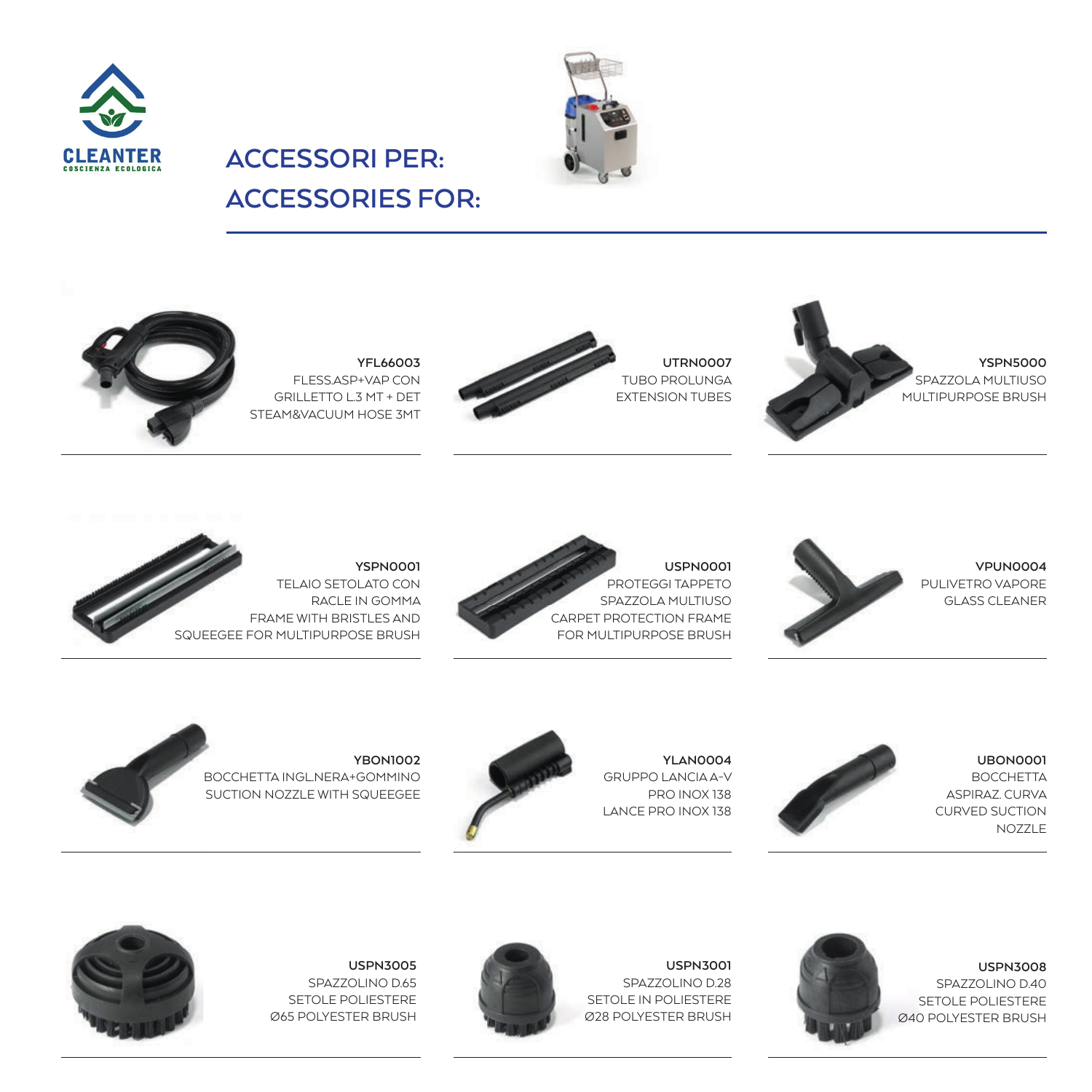CLEANTER
COSCIENZA ECOLOGICA

## ACCESSORI PER:
## ACCESSORIES FOR:

**YFL66003**
FLESS.ASP+VAP CON GRILLETTO L.3 MT + DET
STEAM&VACUUM HOSE 3MT

**UTRN0007**
TUBO PROLUNGA
EXTENSION TUBES

**YSPN5000**
SPAZZOLA MULTIUSO
MULTIPURPOSE BRUSH

**YSPN0001**
TELAIO SETOLATO CON RACLE IN GOMMA
FRAME WITH BRISTLES AND SQUEEGEE FOR MULTIPURPOSE BRUSH

**USPN0001**
PROTEGGI TAPPETO SPAZZOLA MULTIUSO
CARPET PROTECTION FRAME FOR MULTIPURPOSE BRUSH

**VPUN0004**
PULIVETRO VAPORE
GLASS CLEANER

**YBON1002**
BOCCHETTA INGL.NERA+GOMMINO
SUCTION NOZZLE WITH SQUEEGEE

**YLAN0004**
GRUPPO LANCIA A-V PRO INOX 138
LANCE PRO INOX 138

**UBON0001**
BOCCHETTA ASPIRAZ. CURVA
CURVED SUCTION NOZZLE

**USPN3005**
SPAZZOLINO D.65 SETOLE POLIESTERE
Ø65 POLYESTER BRUSH

**USPN3001**
SPAZZOLINO D.28 SETOLE IN POLIESTERE
Ø28 POLYESTER BRUSH

**USPN3008**
SPAZZOLINO D.40 SETOLE POLIESTERE
Ø40 POLYESTER BRUSH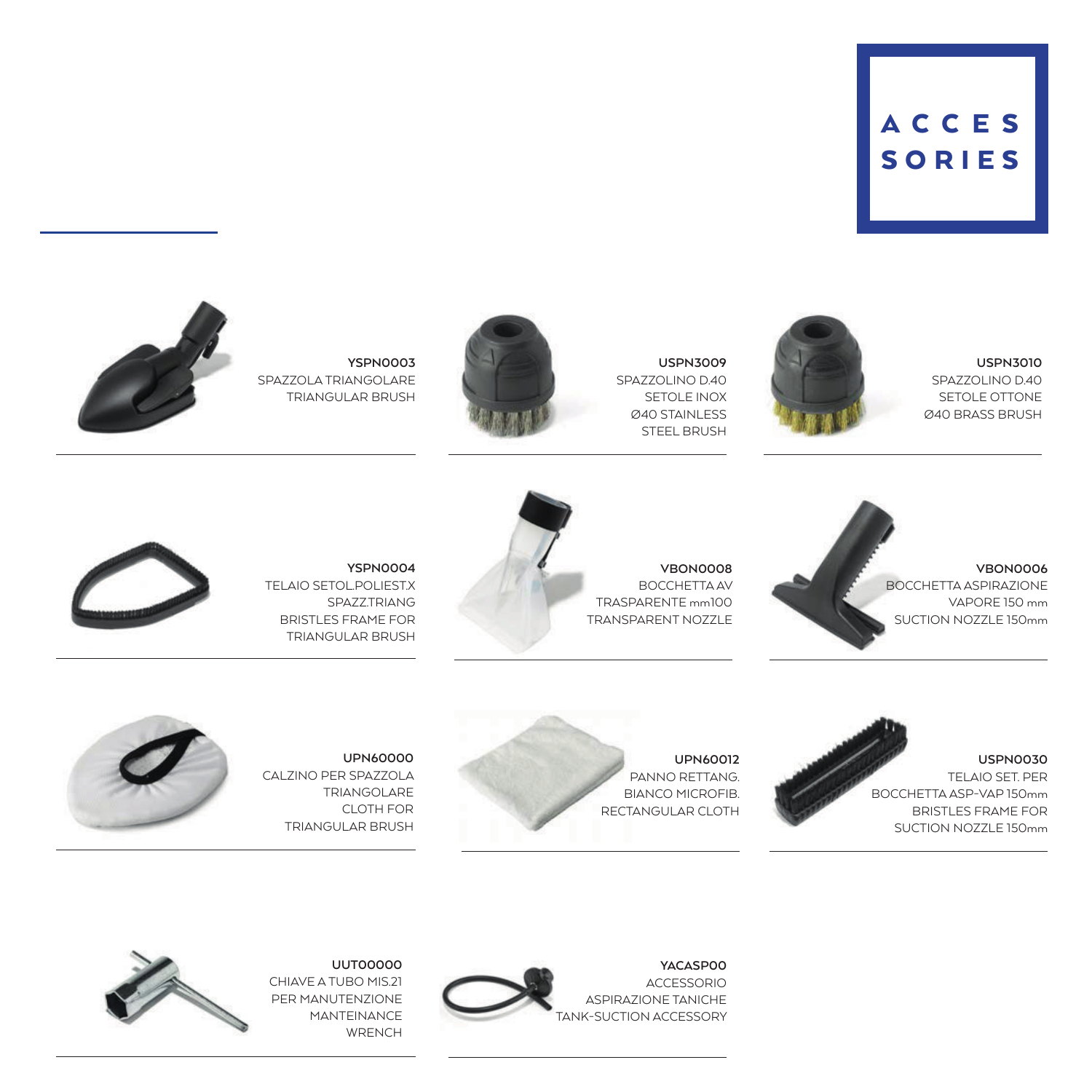# ACCESSORIES

**YSPN0003**
SPAZZOLA TRIANGOLARE
TRIANGULAR BRUSH

**USPN3009**
SPAZZOLINO D.40
SETOLE INOX
Ø40 STAINLESS
STEEL BRUSH

**USPN3010**
SPAZZOLINO D.40
SETOLE OTTONE
Ø40 BRASS BRUSH

**YSPN0004**
TELAIO SETOL.POLIEST.X
SPAZZ.TRIANG
BRISTLES FRAME FOR
TRIANGULAR BRUSH

**VBON0008**
BOCCHETTA AV
TRASPARENTE mm100
TRANSPARENT NOZZLE

**VBON0006**
BOCCHETTA ASPIRAZIONE
VAPORE 150 mm
SUCTION NOZZLE 150mm

**UPN60000**
CALZINO PER SPAZZOLA
TRIANGOLARE
CLOTH FOR
TRIANGULAR BRUSH

**UPN60012**
PANNO RETTANG.
BIANCO MICROFIB.
RECTANGULAR CLOTH

**USPN0030**
TELAIO SET. PER
BOCCHETTA ASP-VAP 150mm
BRISTLES FRAME FOR
SUCTION NOZZLE 150mm

**UUT00000**
CHIAVE A TUBO MIS.21
PER MANUTENZIONE
MANTEINANCE
WRENCH

**YACASP00**
ACCESSORIO
ASPIRAZIONE TANICHE
TANK-SUCTION ACCESSORY